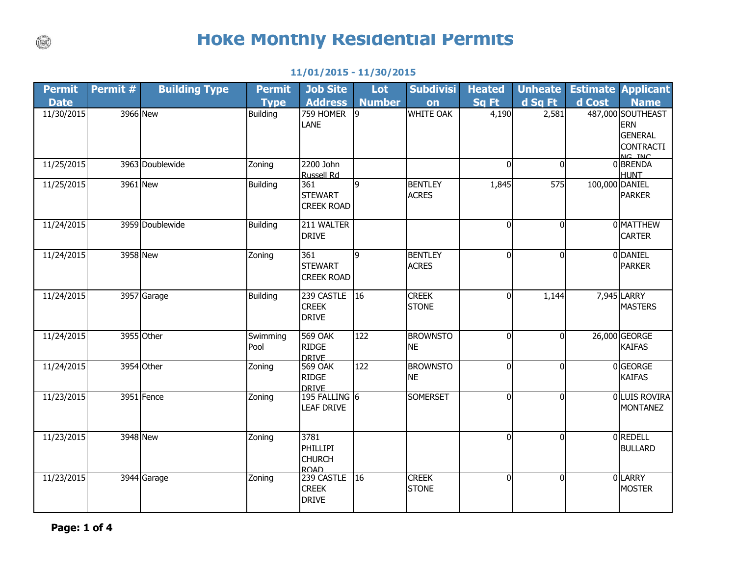# Hoke Monthly Residential Permits

**11/01/2015 - 11/30/2015**

| Permit Date | Permit # | Building Type | Permit Type | Job Site Address | Lot Number | Subdivision | Heated Sq Ft | Unheated Sq Ft | Estimated Cost | Applicant Name |
|---|---|---|---|---|---|---|---|---|---|---|
| 11/30/2015 | 3966 | New | Building | 759 HOMER LANE | 9 | WHITE OAK | 4,190 | 2,581 | 487,000 | SOUTHEASTERN GENERAL CONTRACTING, INC |
| 11/25/2015 | 3963 | Doublewide | Zoning | 2200 John Russell Rd | | | 0 | 0 | 0 | BRENDA HUNT |
| 11/25/2015 | 3961 | New | Building | 361 STEWART CREEK ROAD | 9 | BENTLEY ACRES | 1,845 | 575 | 100,000 | DANIEL PARKER |
| 11/24/2015 | 3959 | Doublewide | Building | 211 WALTER DRIVE | | | 0 | 0 | 0 | MATTHEW CARTER |
| 11/24/2015 | 3958 | New | Zoning | 361 STEWART CREEK ROAD | 9 | BENTLEY ACRES | 0 | 0 | 0 | DANIEL PARKER |
| 11/24/2015 | 3957 | Garage | Building | 239 CASTLE CREEK DRIVE | 16 | CREEK STONE | 0 | 1,144 | 7,945 | LARRY MASTERS |
| 11/24/2015 | 3955 | Other | Swimming Pool | 569 OAK RIDGE DRIVE | 122 | BROWNSTONE | 0 | 0 | 26,000 | GEORGE KAIFAS |
| 11/24/2015 | 3954 | Other | Zoning | 569 OAK RIDGE DRIVE | 122 | BROWNSTONE | 0 | 0 | 0 | GEORGE KAIFAS |
| 11/23/2015 | 3951 | Fence | Zoning | 195 FALLING LEAF DRIVE | 6 | SOMERSET | 0 | 0 | 0 | LUIS ROVIRA MONTANEZ |
| 11/23/2015 | 3948 | New | Zoning | 3781 PHILLIPI CHURCH ROAD | | | 0 | 0 | 0 | REDELL BULLARD |
| 11/23/2015 | 3944 | Garage | Zoning | 239 CASTLE CREEK DRIVE | 16 | CREEK STONE | 0 | 0 | 0 | LARRY MOSTER |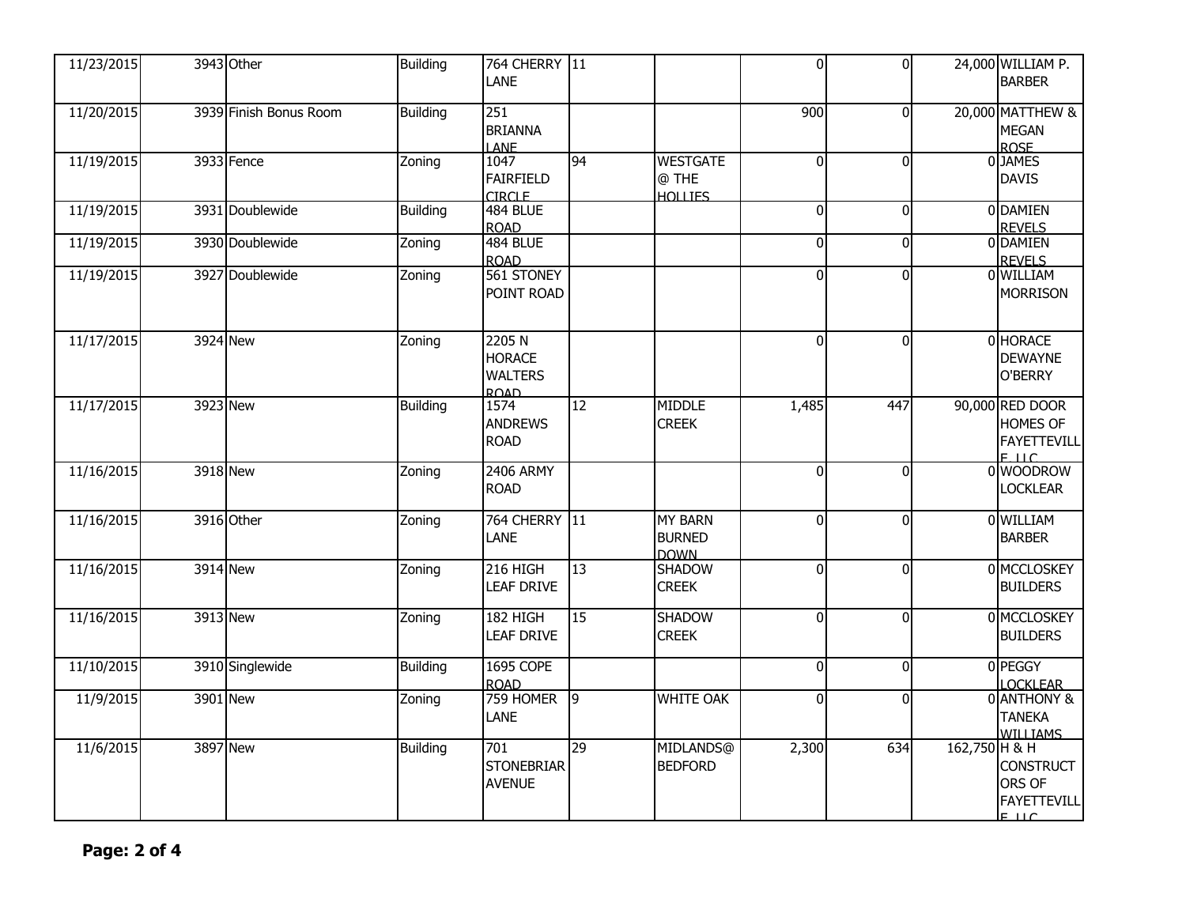| | | | | | | | | | | |
|---|---|---|---|---|---|---|---|---|---|---|
| 11/23/2015 | 3943 | Other | Building | 764 CHERRY LANE | 11 | | 0 | 0 | 24,000 | WILLIAM P. BARBER |
| 11/20/2015 | 3939 | Finish Bonus Room | Building | 251 BRIANNA LANE | | | 900 | 0 | 20,000 | MATTHEW & MEGAN ROSE |
| 11/19/2015 | 3933 | Fence | Zoning | 1047 FAIRFIELD CIRCLE | 94 | WESTGATE @ THE HOLLIES | 0 | 0 | 0 | JAMES DAVIS |
| 11/19/2015 | 3931 | Doublewide | Building | 484 BLUE ROAD | | | 0 | 0 | 0 | DAMIEN REVELS |
| 11/19/2015 | 3930 | Doublewide | Zoning | 484 BLUE ROAD | | | 0 | 0 | 0 | DAMIEN REVELS |
| 11/19/2015 | 3927 | Doublewide | Zoning | 561 STONEY POINT ROAD | | | 0 | 0 | 0 | WILLIAM MORRISON |
| 11/17/2015 | 3924 | New | Zoning | 2205 N HORACE WALTERS ROAD | | | 0 | 0 | 0 | HORACE DEWAYNE O'BERRY |
| 11/17/2015 | 3923 | New | Building | 1574 ANDREWS ROAD | 12 | MIDDLE CREEK | 1,485 | 447 | 90,000 | RED DOOR HOMES OF FAYETTEVILLE LLC |
| 11/16/2015 | 3918 | New | Zoning | 2406 ARMY ROAD | | | 0 | 0 | 0 | WOODROW LOCKLEAR |
| 11/16/2015 | 3916 | Other | Zoning | 764 CHERRY LANE | 11 | MY BARN BURNED DOWN | 0 | 0 | 0 | WILLIAM BARBER |
| 11/16/2015 | 3914 | New | Zoning | 216 HIGH LEAF DRIVE | 13 | SHADOW CREEK | 0 | 0 | 0 | MCCLOSKEY BUILDERS |
| 11/16/2015 | 3913 | New | Zoning | 182 HIGH LEAF DRIVE | 15 | SHADOW CREEK | 0 | 0 | 0 | MCCLOSKEY BUILDERS |
| 11/10/2015 | 3910 | Singlewide | Building | 1695 COPE ROAD | | | 0 | 0 | 0 | PEGGY LOCKLEAR |
| 11/9/2015 | 3901 | New | Zoning | 759 HOMER LANE | 9 | WHITE OAK | 0 | 0 | 0 | ANTHONY & TANEKA WILLIAMS |
| 11/6/2015 | 3897 | New | Building | 701 STONEBRIAR AVENUE | 29 | MIDLANDS@ BEDFORD | 2,300 | 634 | 162,750 | H & H CONSTRUCTORS OF FAYETTEVILLE LLC |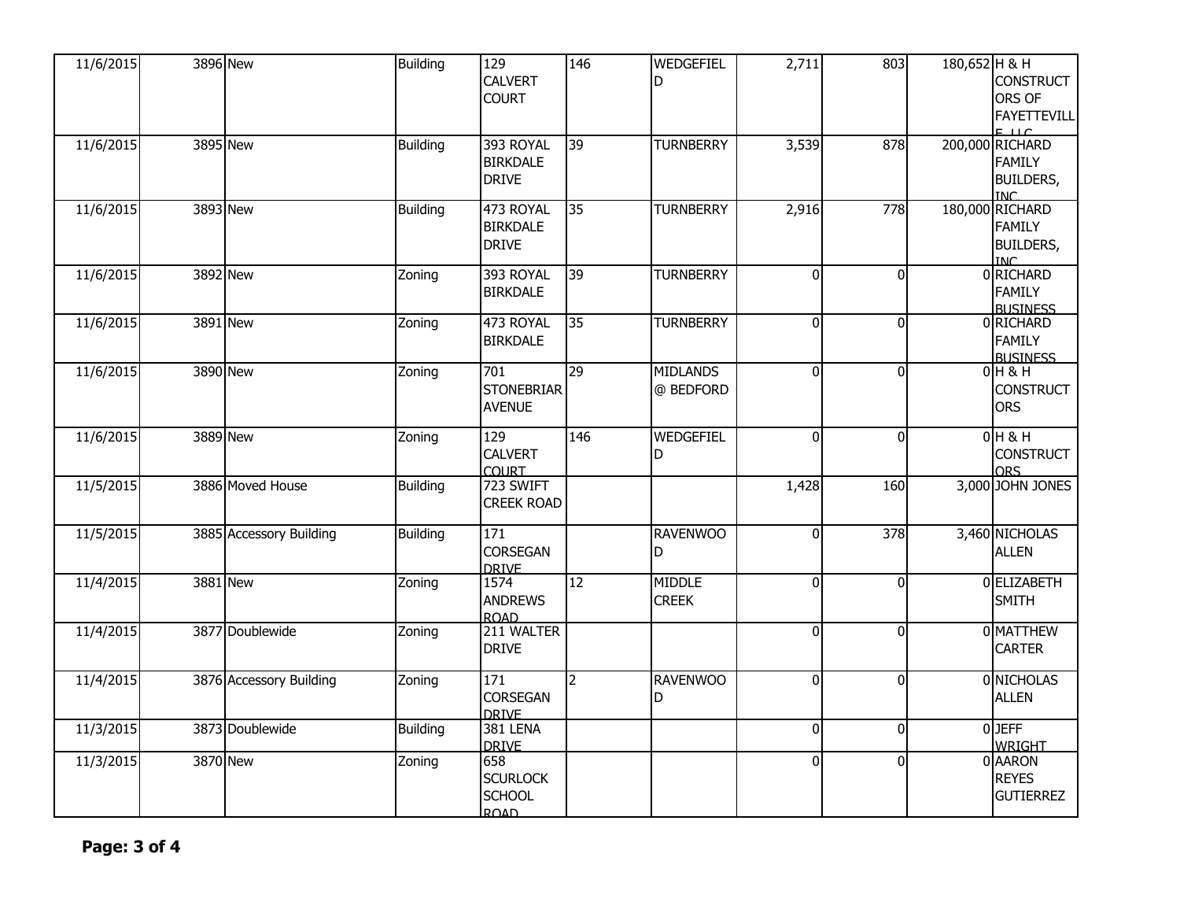| | | | | | | | | | | |
|---|---|---|---|---|---|---|---|---|---|---|
| 11/6/2015 | 3896 | New | Building | 129 CALVERT COURT | 146 | WEDGEFIELD | 2,711 | 803 | 180,652 | H & H CONSTRUCTORS OF FAYETTEVILLE LLC |
| 11/6/2015 | 3895 | New | Building | 393 ROYAL BIRKDALE DRIVE | 39 | TURNBERRY | 3,539 | 878 | 200,000 | RICHARD FAMILY BUILDERS, INC |
| 11/6/2015 | 3893 | New | Building | 473 ROYAL BIRKDALE DRIVE | 35 | TURNBERRY | 2,916 | 778 | 180,000 | RICHARD FAMILY BUILDERS, INC |
| 11/6/2015 | 3892 | New | Zoning | 393 ROYAL BIRKDALE | 39 | TURNBERRY | 0 | 0 | 0 | RICHARD FAMILY BUSINESS |
| 11/6/2015 | 3891 | New | Zoning | 473 ROYAL BIRKDALE | 35 | TURNBERRY | 0 | 0 | 0 | RICHARD FAMILY BUSINESS |
| 11/6/2015 | 3890 | New | Zoning | 701 STONEBRIAR AVENUE | 29 | MIDLANDS @ BEDFORD | 0 | 0 | 0 | H & H CONSTRUCTORS |
| 11/6/2015 | 3889 | New | Zoning | 129 CALVERT COURT | 146 | WEDGEFIELD | 0 | 0 | 0 | H & H CONSTRUCTORS |
| 11/5/2015 | 3886 | Moved House | Building | 723 SWIFT CREEK ROAD | | | 1,428 | 160 | 3,000 | JOHN JONES |
| 11/5/2015 | 3885 | Accessory Building | Building | 171 CORSEGAN DRIVE | | RAVENWOOD | 0 | 378 | 3,460 | NICHOLAS ALLEN |
| 11/4/2015 | 3881 | New | Zoning | 1574 ANDREWS ROAD | 12 | MIDDLE CREEK | 0 | 0 | 0 | ELIZABETH SMITH |
| 11/4/2015 | 3877 | Doublewide | Zoning | 211 WALTER DRIVE | | | 0 | 0 | 0 | MATTHEW CARTER |
| 11/4/2015 | 3876 | Accessory Building | Zoning | 171 CORSEGAN DRIVE | 2 | RAVENWOOD | 0 | 0 | 0 | NICHOLAS ALLEN |
| 11/3/2015 | 3873 | Doublewide | Building | 381 LENA DRIVE | | | 0 | 0 | 0 | JEFF WRIGHT |
| 11/3/2015 | 3870 | New | Zoning | 658 SCURLOCK SCHOOL ROAD | | | 0 | 0 | 0 | AARON REYES GUTIERREZ |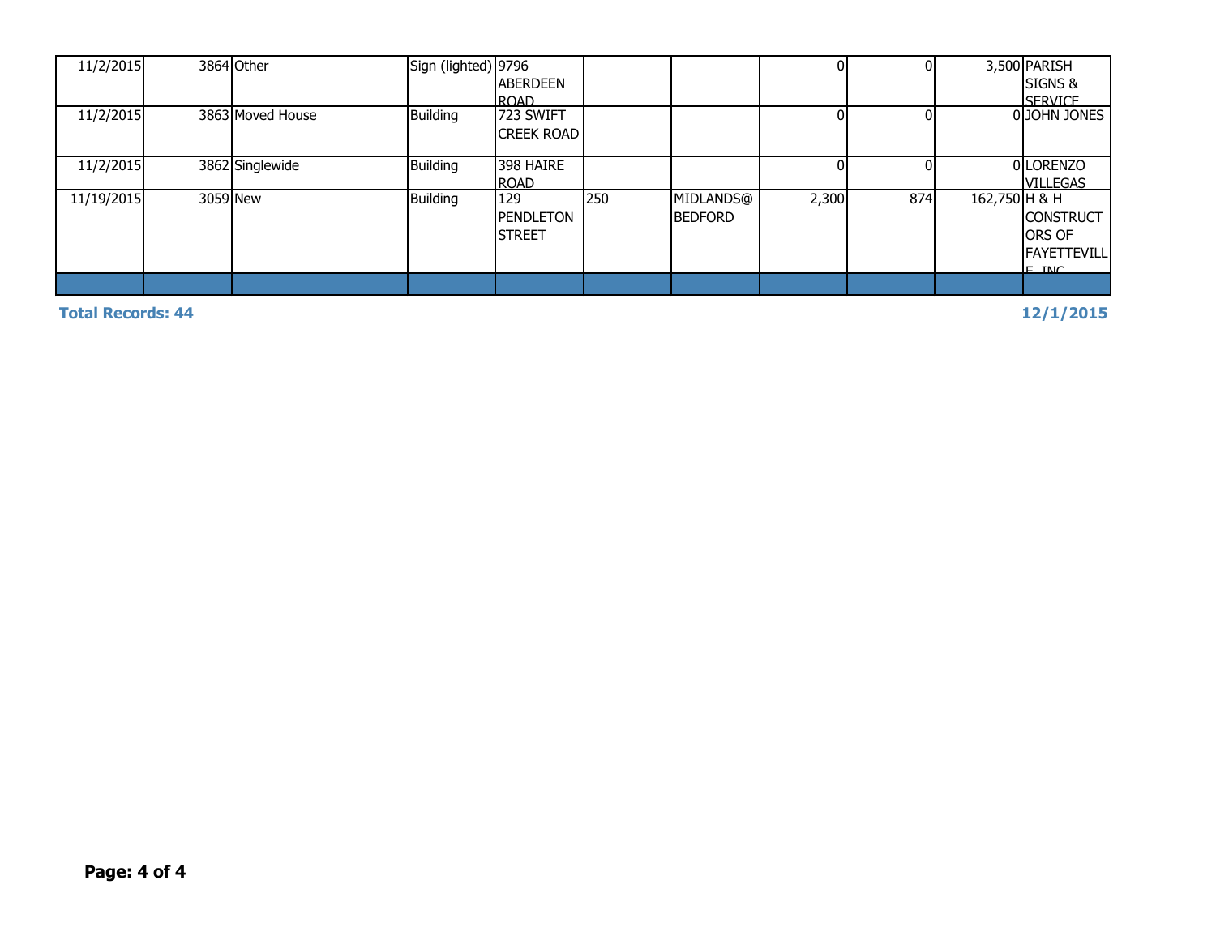| | | | | | | | | | | |
|---|---|---|---|---|---|---|---|---|---|---|
| 11/2/2015 | 3864 | Other | Sign (lighted) | 9796 ABERDEEN ROAD | | | 0 | 0 | 3,500 | PARISH SIGNS & SERVICE |
| 11/2/2015 | 3863 | Moved House | Building | 723 SWIFT CREEK ROAD | | | 0 | 0 | 0 | JOHN JONES |
| 11/2/2015 | 3862 | Singlewide | Building | 398 HAIRE ROAD | | | 0 | 0 | 0 | LORENZO VILLEGAS |
| 11/19/2015 | 3059 | New | Building | 129 PENDLETON STREET | 250 | MIDLANDS@ BEDFORD | 2,300 | 874 | 162,750 | H & H CONSTRUCTORS OF FAYETTEVILLE, INC |
| | | | | | | | | | | |

**Total Records: 44**

**12/1/2015**